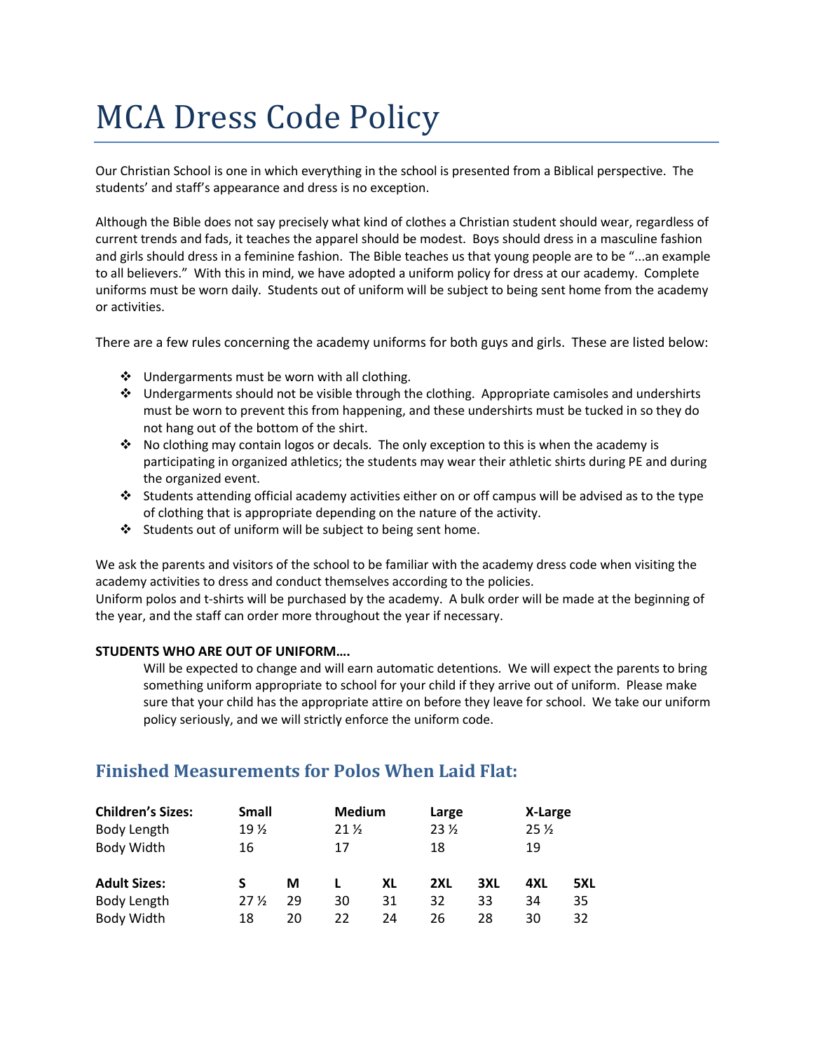# MCA Dress Code Policy

Our Christian School is one in which everything in the school is presented from a Biblical perspective. The students' and staff's appearance and dress is no exception.

Although the Bible does not say precisely what kind of clothes a Christian student should wear, regardless of current trends and fads, it teaches the apparel should be modest. Boys should dress in a masculine fashion and girls should dress in a feminine fashion. The Bible teaches us that young people are to be "...an example to all believers." With this in mind, we have adopted a uniform policy for dress at our academy. Complete uniforms must be worn daily. Students out of uniform will be subject to being sent home from the academy or activities.

There are a few rules concerning the academy uniforms for both guys and girls. These are listed below:

- Undergarments must be worn with all clothing.
- Undergarments should not be visible through the clothing. Appropriate camisoles and undershirts must be worn to prevent this from happening, and these undershirts must be tucked in so they do not hang out of the bottom of the shirt.
- No clothing may contain logos or decals. The only exception to this is when the academy is participating in organized athletics; the students may wear their athletic shirts during PE and during the organized event.
- Students attending official academy activities either on or off campus will be advised as to the type of clothing that is appropriate depending on the nature of the activity.
- Students out of uniform will be subject to being sent home.

We ask the parents and visitors of the school to be familiar with the academy dress code when visiting the academy activities to dress and conduct themselves according to the policies.
Uniform polos and t-shirts will be purchased by the academy. A bulk order will be made at the beginning of the year, and the staff can order more throughout the year if necessary.

**STUDENTS WHO ARE OUT OF UNIFORM….**

Will be expected to change and will earn automatic detentions. We will expect the parents to bring something uniform appropriate to school for your child if they arrive out of uniform. Please make sure that your child has the appropriate attire on before they leave for school. We take our uniform policy seriously, and we will strictly enforce the uniform code.

## Finished Measurements for Polos When Laid Flat:

| **Children's Sizes:** | **Small** | **Medium** | **Large** | **X-Large** |
|---|---|---|---|---|
| Body Length | 19 ½ | 21 ½ | 23 ½ | 25 ½ |
| Body Width | 16 | 17 | 18 | 19 |

| **Adult Sizes:** | **S** | **M** | **L** | **XL** | **2XL** | **3XL** | **4XL** | **5XL** |
|---|---|---|---|---|---|---|---|---|
| Body Length | 27 ½ | 29 | 30 | 31 | 32 | 33 | 34 | 35 |
| Body Width | 18 | 20 | 22 | 24 | 26 | 28 | 30 | 32 |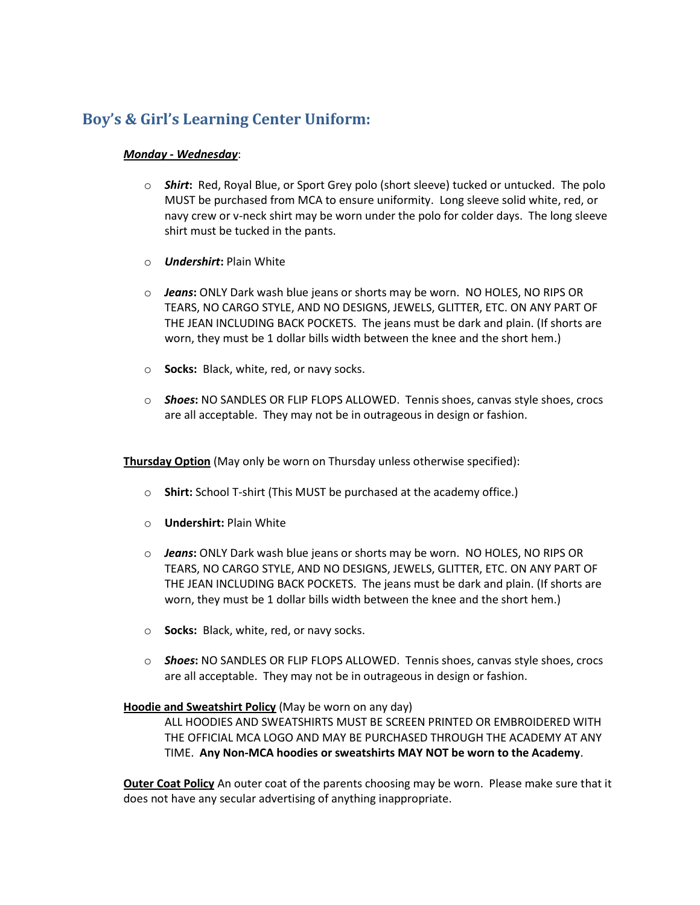## Boy's & Girl's Learning Center Uniform:

***Monday - Wednesday***:

- ***Shirt*****:** Red, Royal Blue, or Sport Grey polo (short sleeve) tucked or untucked. The polo MUST be purchased from MCA to ensure uniformity. Long sleeve solid white, red, or navy crew or v-neck shirt may be worn under the polo for colder days. The long sleeve shirt must be tucked in the pants.
- ***Undershirt*****:** Plain White
- ***Jeans*****:** ONLY Dark wash blue jeans or shorts may be worn. NO HOLES, NO RIPS OR TEARS, NO CARGO STYLE, AND NO DESIGNS, JEWELS, GLITTER, ETC. ON ANY PART OF THE JEAN INCLUDING BACK POCKETS. The jeans must be dark and plain. (If shorts are worn, they must be 1 dollar bills width between the knee and the short hem.)
- **Socks:** Black, white, red, or navy socks.
- ***Shoes*****:** NO SANDLES OR FLIP FLOPS ALLOWED. Tennis shoes, canvas style shoes, crocs are all acceptable. They may not be in outrageous in design or fashion.

**Thursday Option** (May only be worn on Thursday unless otherwise specified):

- **Shirt:** School T-shirt (This MUST be purchased at the academy office.)
- **Undershirt:** Plain White
- ***Jeans*****:** ONLY Dark wash blue jeans or shorts may be worn. NO HOLES, NO RIPS OR TEARS, NO CARGO STYLE, AND NO DESIGNS, JEWELS, GLITTER, ETC. ON ANY PART OF THE JEAN INCLUDING BACK POCKETS. The jeans must be dark and plain. (If shorts are worn, they must be 1 dollar bills width between the knee and the short hem.)
- **Socks:** Black, white, red, or navy socks.
- ***Shoes*****:** NO SANDLES OR FLIP FLOPS ALLOWED. Tennis shoes, canvas style shoes, crocs are all acceptable. They may not be in outrageous in design or fashion.

**Hoodie and Sweatshirt Policy** (May be worn on any day)

ALL HOODIES AND SWEATSHIRTS MUST BE SCREEN PRINTED OR EMBROIDERED WITH THE OFFICIAL MCA LOGO AND MAY BE PURCHASED THROUGH THE ACADEMY AT ANY TIME. **Any Non-MCA hoodies or sweatshirts MAY NOT be worn to the Academy**.

**Outer Coat Policy** An outer coat of the parents choosing may be worn. Please make sure that it does not have any secular advertising of anything inappropriate.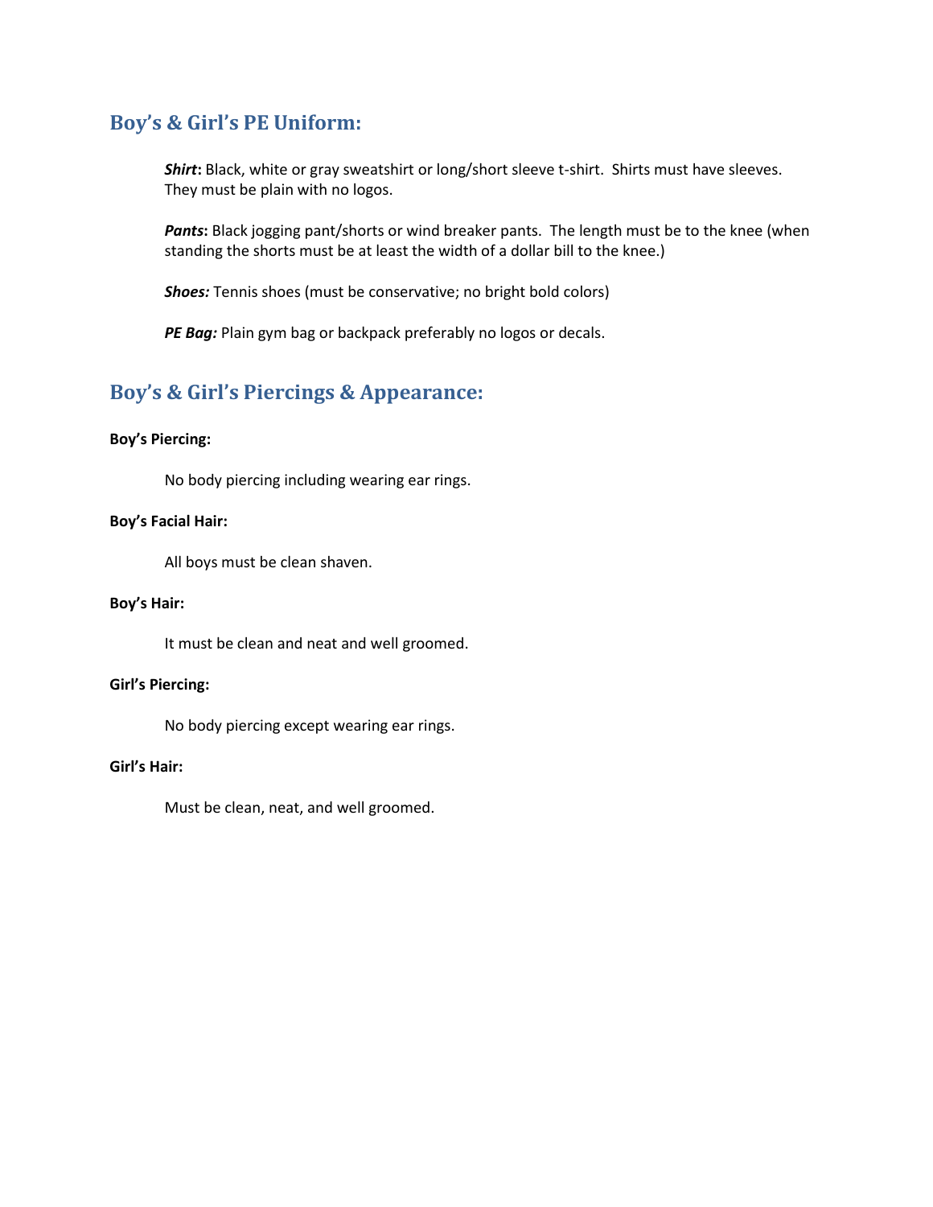## Boy's & Girl's PE Uniform:

***Shirt*:** Black, white or gray sweatshirt or long/short sleeve t-shirt. Shirts must have sleeves. They must be plain with no logos.

***Pants*:** Black jogging pant/shorts or wind breaker pants. The length must be to the knee (when standing the shorts must be at least the width of a dollar bill to the knee.)

***Shoes:*** Tennis shoes (must be conservative; no bright bold colors)

***PE Bag:*** Plain gym bag or backpack preferably no logos or decals.

## Boy's & Girl's Piercings & Appearance:

**Boy's Piercing:**

No body piercing including wearing ear rings.

**Boy's Facial Hair:**

All boys must be clean shaven.

**Boy's Hair:**

It must be clean and neat and well groomed.

**Girl's Piercing:**

No body piercing except wearing ear rings.

**Girl's Hair:**

Must be clean, neat, and well groomed.